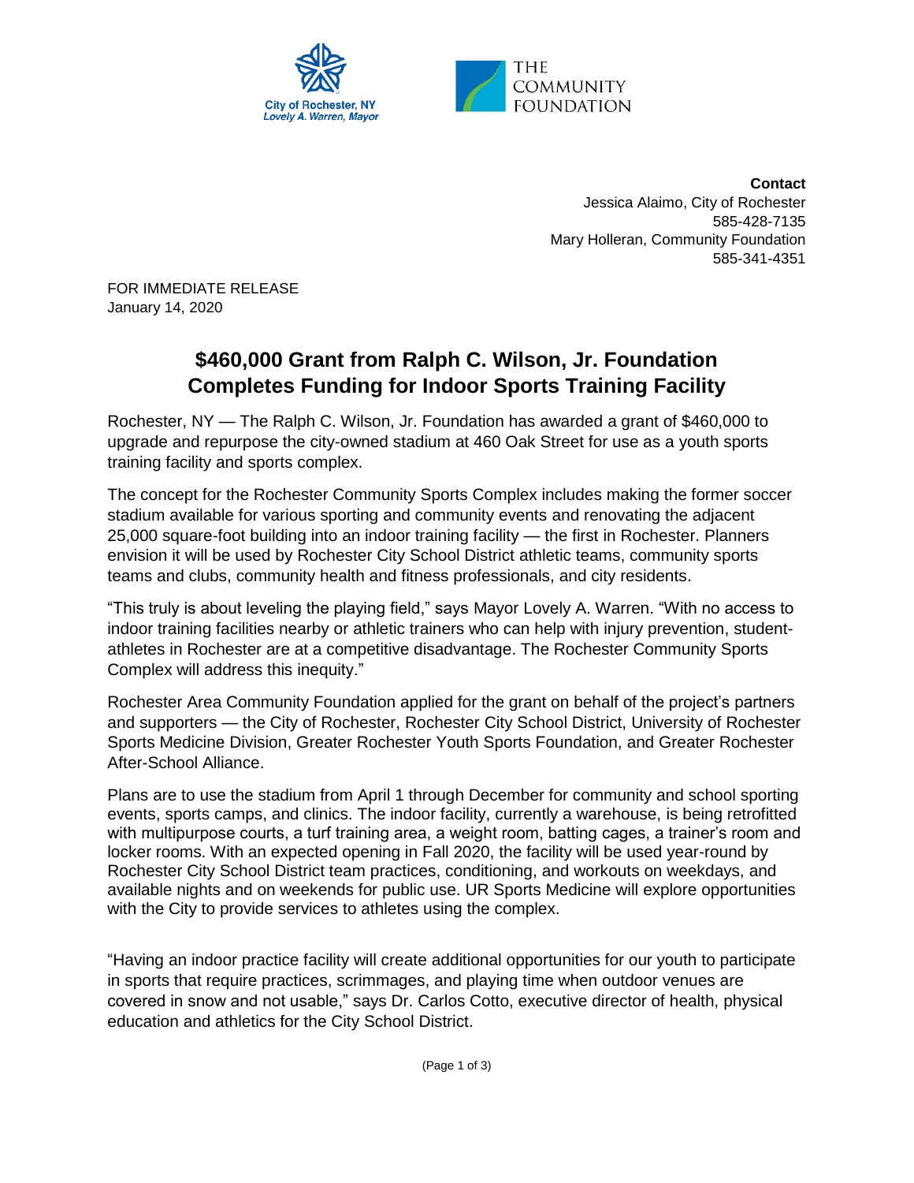City of Rochester, NY
*Lovely A. Warren, Mayor*

THE COMMUNITY FOUNDATION

**Contact**
Jessica Alaimo, City of Rochester
585-428-7135
Mary Holleran, Community Foundation
585-341-4351

FOR IMMEDIATE RELEASE
January 14, 2020

# $460,000 Grant from Ralph C. Wilson, Jr. Foundation Completes Funding for Indoor Sports Training Facility

Rochester, NY — The Ralph C. Wilson, Jr. Foundation has awarded a grant of $460,000 to upgrade and repurpose the city-owned stadium at 460 Oak Street for use as a youth sports training facility and sports complex.

The concept for the Rochester Community Sports Complex includes making the former soccer stadium available for various sporting and community events and renovating the adjacent 25,000 square-foot building into an indoor training facility — the first in Rochester. Planners envision it will be used by Rochester City School District athletic teams, community sports teams and clubs, community health and fitness professionals, and city residents.

"This truly is about leveling the playing field," says Mayor Lovely A. Warren. "With no access to indoor training facilities nearby or athletic trainers who can help with injury prevention, student-athletes in Rochester are at a competitive disadvantage. The Rochester Community Sports Complex will address this inequity."

Rochester Area Community Foundation applied for the grant on behalf of the project's partners and supporters — the City of Rochester, Rochester City School District, University of Rochester Sports Medicine Division, Greater Rochester Youth Sports Foundation, and Greater Rochester After-School Alliance.

Plans are to use the stadium from April 1 through December for community and school sporting events, sports camps, and clinics. The indoor facility, currently a warehouse, is being retrofitted with multipurpose courts, a turf training area, a weight room, batting cages, a trainer's room and locker rooms. With an expected opening in Fall 2020, the facility will be used year-round by Rochester City School District team practices, conditioning, and workouts on weekdays, and available nights and on weekends for public use. UR Sports Medicine will explore opportunities with the City to provide services to athletes using the complex.

"Having an indoor practice facility will create additional opportunities for our youth to participate in sports that require practices, scrimmages, and playing time when outdoor venues are covered in snow and not usable," says Dr. Carlos Cotto, executive director of health, physical education and athletics for the City School District.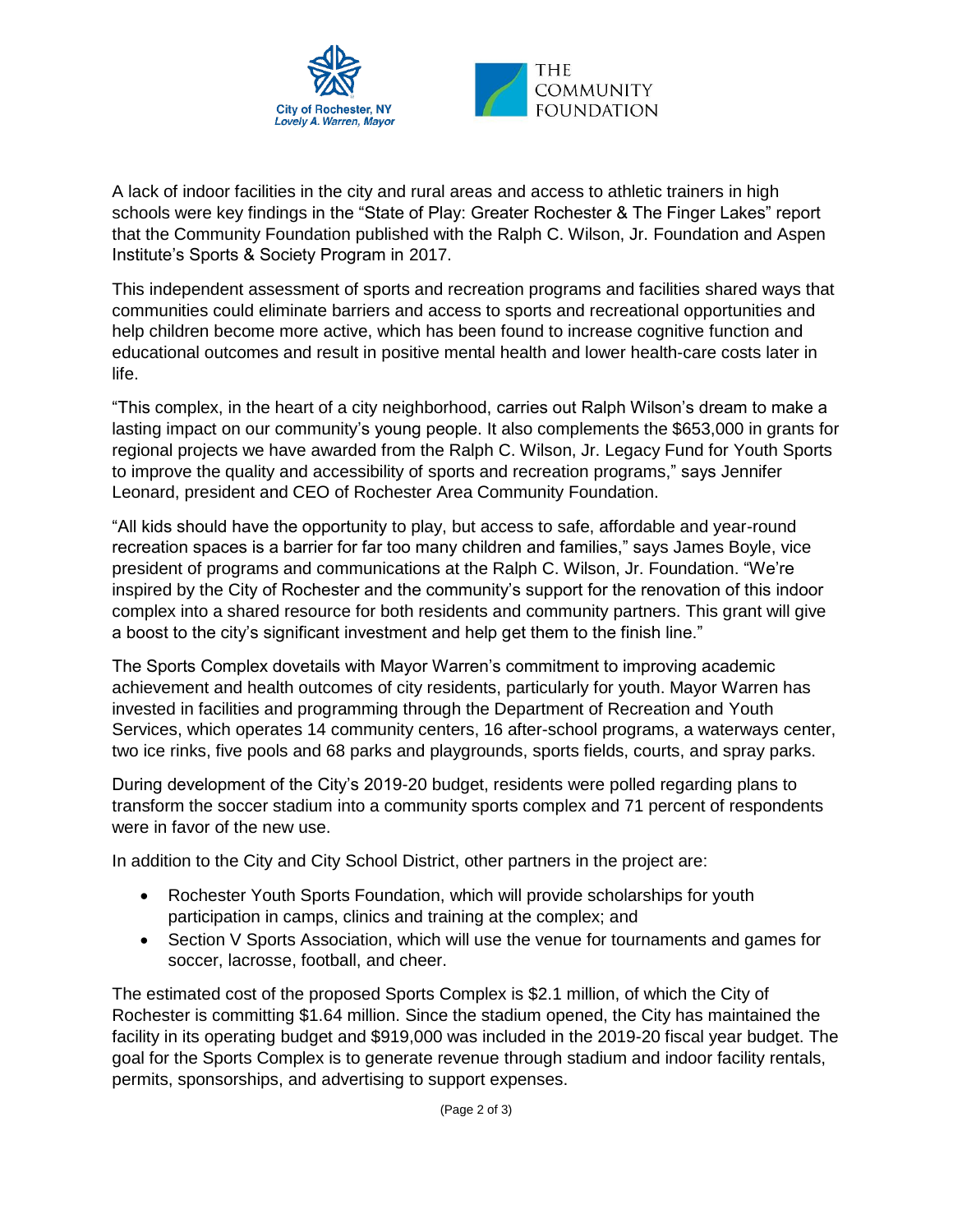A lack of indoor facilities in the city and rural areas and access to athletic trainers in high schools were key findings in the "State of Play: Greater Rochester & The Finger Lakes" report that the Community Foundation published with the Ralph C. Wilson, Jr. Foundation and Aspen Institute's Sports & Society Program in 2017.

This independent assessment of sports and recreation programs and facilities shared ways that communities could eliminate barriers and access to sports and recreational opportunities and help children become more active, which has been found to increase cognitive function and educational outcomes and result in positive mental health and lower health-care costs later in life.

"This complex, in the heart of a city neighborhood, carries out Ralph Wilson's dream to make a lasting impact on our community's young people. It also complements the $653,000 in grants for regional projects we have awarded from the Ralph C. Wilson, Jr. Legacy Fund for Youth Sports to improve the quality and accessibility of sports and recreation programs," says Jennifer Leonard, president and CEO of Rochester Area Community Foundation.

"All kids should have the opportunity to play, but access to safe, affordable and year-round recreation spaces is a barrier for far too many children and families," says James Boyle, vice president of programs and communications at the Ralph C. Wilson, Jr. Foundation. "We're inspired by the City of Rochester and the community's support for the renovation of this indoor complex into a shared resource for both residents and community partners. This grant will give a boost to the city's significant investment and help get them to the finish line."

The Sports Complex dovetails with Mayor Warren's commitment to improving academic achievement and health outcomes of city residents, particularly for youth. Mayor Warren has invested in facilities and programming through the Department of Recreation and Youth Services, which operates 14 community centers, 16 after-school programs, a waterways center, two ice rinks, five pools and 68 parks and playgrounds, sports fields, courts, and spray parks.

During development of the City's 2019-20 budget, residents were polled regarding plans to transform the soccer stadium into a community sports complex and 71 percent of respondents were in favor of the new use.

In addition to the City and City School District, other partners in the project are:

- Rochester Youth Sports Foundation, which will provide scholarships for youth participation in camps, clinics and training at the complex; and
- Section V Sports Association, which will use the venue for tournaments and games for soccer, lacrosse, football, and cheer.

The estimated cost of the proposed Sports Complex is $2.1 million, of which the City of Rochester is committing $1.64 million. Since the stadium opened, the City has maintained the facility in its operating budget and $919,000 was included in the 2019-20 fiscal year budget. The goal for the Sports Complex is to generate revenue through stadium and indoor facility rentals, permits, sponsorships, and advertising to support expenses.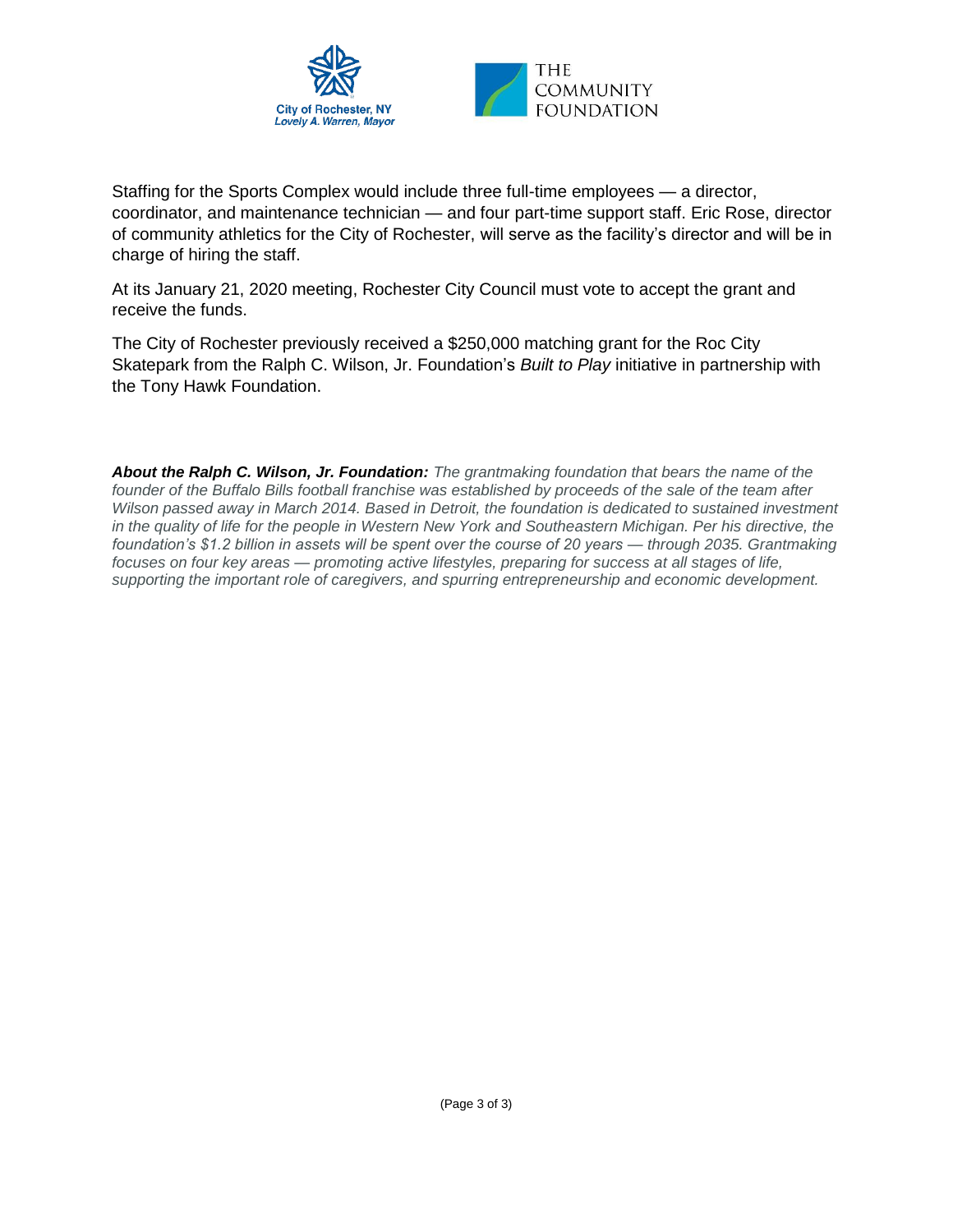Staffing for the Sports Complex would include three full-time employees — a director, coordinator, and maintenance technician — and four part-time support staff. Eric Rose, director of community athletics for the City of Rochester, will serve as the facility's director and will be in charge of hiring the staff.

At its January 21, 2020 meeting, Rochester City Council must vote to accept the grant and receive the funds.

The City of Rochester previously received a $250,000 matching grant for the Roc City Skatepark from the Ralph C. Wilson, Jr. Foundation's *Built to Play* initiative in partnership with the Tony Hawk Foundation.

***About the Ralph C. Wilson, Jr. Foundation:*** *The grantmaking foundation that bears the name of the founder of the Buffalo Bills football franchise was established by proceeds of the sale of the team after Wilson passed away in March 2014. Based in Detroit, the foundation is dedicated to sustained investment in the quality of life for the people in Western New York and Southeastern Michigan. Per his directive, the foundation's $1.2 billion in assets will be spent over the course of 20 years — through 2035. Grantmaking focuses on four key areas — promoting active lifestyles, preparing for success at all stages of life, supporting the important role of caregivers, and spurring entrepreneurship and economic development.*